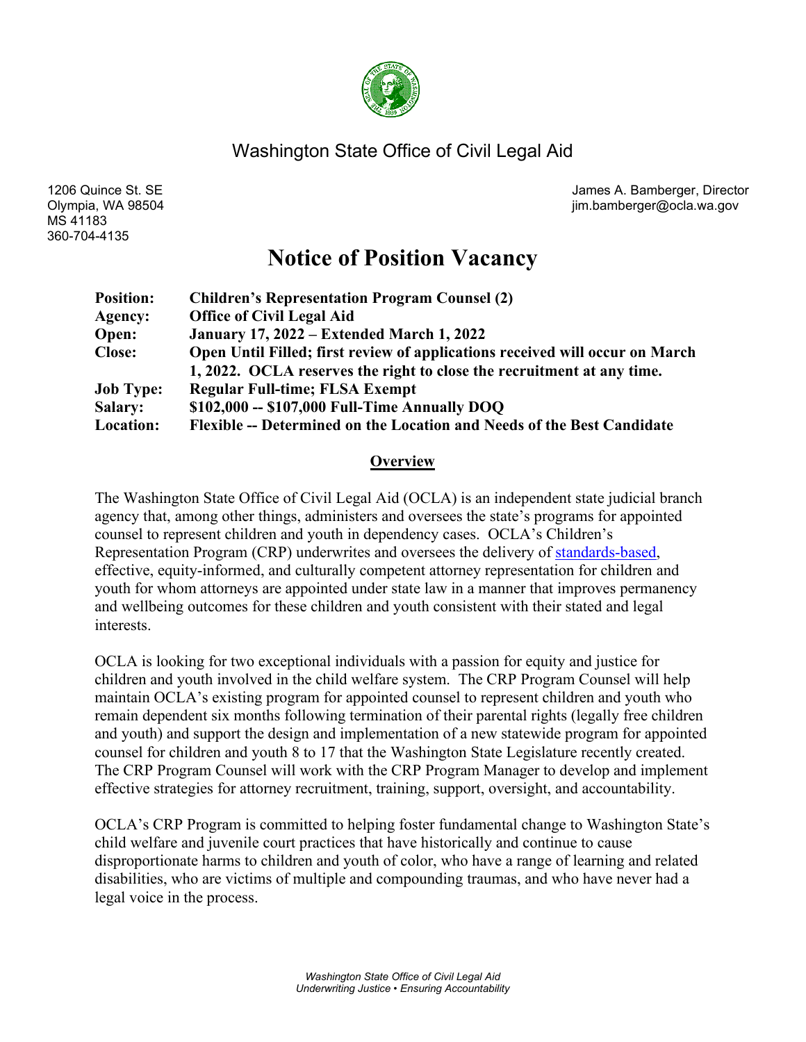# Washington State Office of Civil Legal Aid

1206 Quince St. SE
Olympia, WA 98504
MS 41183
360-704-4135

James A. Bamberger, Director
jim.bamberger@ocla.wa.gov

## Notice of Position Vacancy

| | |
|---|---|
| **Position:** | **Children's Representation Program Counsel (2)** |
| **Agency:** | **Office of Civil Legal Aid** |
| **Open:** | **January 17, 2022 – Extended March 1, 2022** |
| **Close:** | **Open Until Filled; first review of applications received will occur on March 1, 2022. OCLA reserves the right to close the recruitment at any time.** |
| **Job Type:** | **Regular Full-time; FLSA Exempt** |
| **Salary:** | **$102,000 -- $107,000 Full-Time Annually DOQ** |
| **Location:** | **Flexible -- Determined on the Location and Needs of the Best Candidate** |

### Overview

The Washington State Office of Civil Legal Aid (OCLA) is an independent state judicial branch agency that, among other things, administers and oversees the state's programs for appointed counsel to represent children and youth in dependency cases. OCLA's Children's Representation Program (CRP) underwrites and oversees the delivery of standards-based, effective, equity-informed, and culturally competent attorney representation for children and youth for whom attorneys are appointed under state law in a manner that improves permanency and wellbeing outcomes for these children and youth consistent with their stated and legal interests.

OCLA is looking for two exceptional individuals with a passion for equity and justice for children and youth involved in the child welfare system. The CRP Program Counsel will help maintain OCLA's existing program for appointed counsel to represent children and youth who remain dependent six months following termination of their parental rights (legally free children and youth) and support the design and implementation of a new statewide program for appointed counsel for children and youth 8 to 17 that the Washington State Legislature recently created. The CRP Program Counsel will work with the CRP Program Manager to develop and implement effective strategies for attorney recruitment, training, support, oversight, and accountability.

OCLA's CRP Program is committed to helping foster fundamental change to Washington State's child welfare and juvenile court practices that have historically and continue to cause disproportionate harms to children and youth of color, who have a range of learning and related disabilities, who are victims of multiple and compounding traumas, and who have never had a legal voice in the process.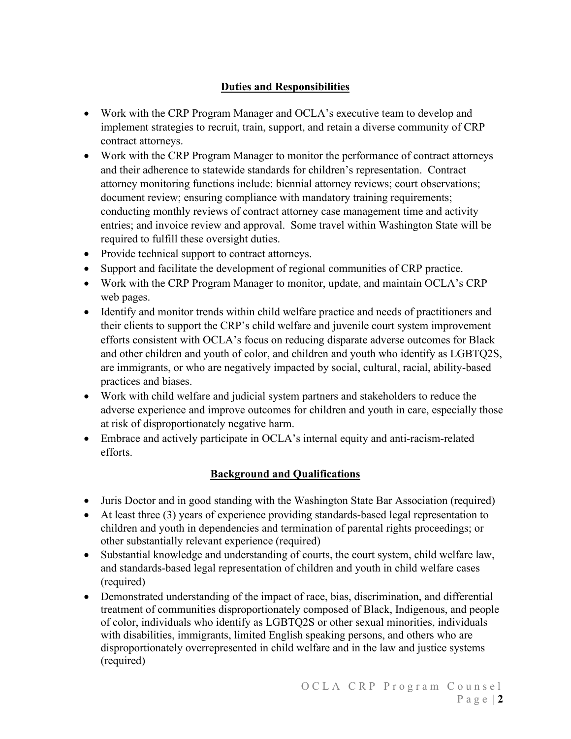## Duties and Responsibilities

- Work with the CRP Program Manager and OCLA's executive team to develop and implement strategies to recruit, train, support, and retain a diverse community of CRP contract attorneys.
- Work with the CRP Program Manager to monitor the performance of contract attorneys and their adherence to statewide standards for children's representation. Contract attorney monitoring functions include: biennial attorney reviews; court observations; document review; ensuring compliance with mandatory training requirements; conducting monthly reviews of contract attorney case management time and activity entries; and invoice review and approval. Some travel within Washington State will be required to fulfill these oversight duties.
- Provide technical support to contract attorneys.
- Support and facilitate the development of regional communities of CRP practice.
- Work with the CRP Program Manager to monitor, update, and maintain OCLA's CRP web pages.
- Identify and monitor trends within child welfare practice and needs of practitioners and their clients to support the CRP's child welfare and juvenile court system improvement efforts consistent with OCLA's focus on reducing disparate adverse outcomes for Black and other children and youth of color, and children and youth who identify as LGBTQ2S, are immigrants, or who are negatively impacted by social, cultural, racial, ability-based practices and biases.
- Work with child welfare and judicial system partners and stakeholders to reduce the adverse experience and improve outcomes for children and youth in care, especially those at risk of disproportionately negative harm.
- Embrace and actively participate in OCLA's internal equity and anti-racism-related efforts.

## Background and Qualifications

- Juris Doctor and in good standing with the Washington State Bar Association (required)
- At least three (3) years of experience providing standards-based legal representation to children and youth in dependencies and termination of parental rights proceedings; or other substantially relevant experience (required)
- Substantial knowledge and understanding of courts, the court system, child welfare law, and standards-based legal representation of children and youth in child welfare cases (required)
- Demonstrated understanding of the impact of race, bias, discrimination, and differential treatment of communities disproportionately composed of Black, Indigenous, and people of color, individuals who identify as LGBTQ2S or other sexual minorities, individuals with disabilities, immigrants, limited English speaking persons, and others who are disproportionately overrepresented in child welfare and in the law and justice systems (required)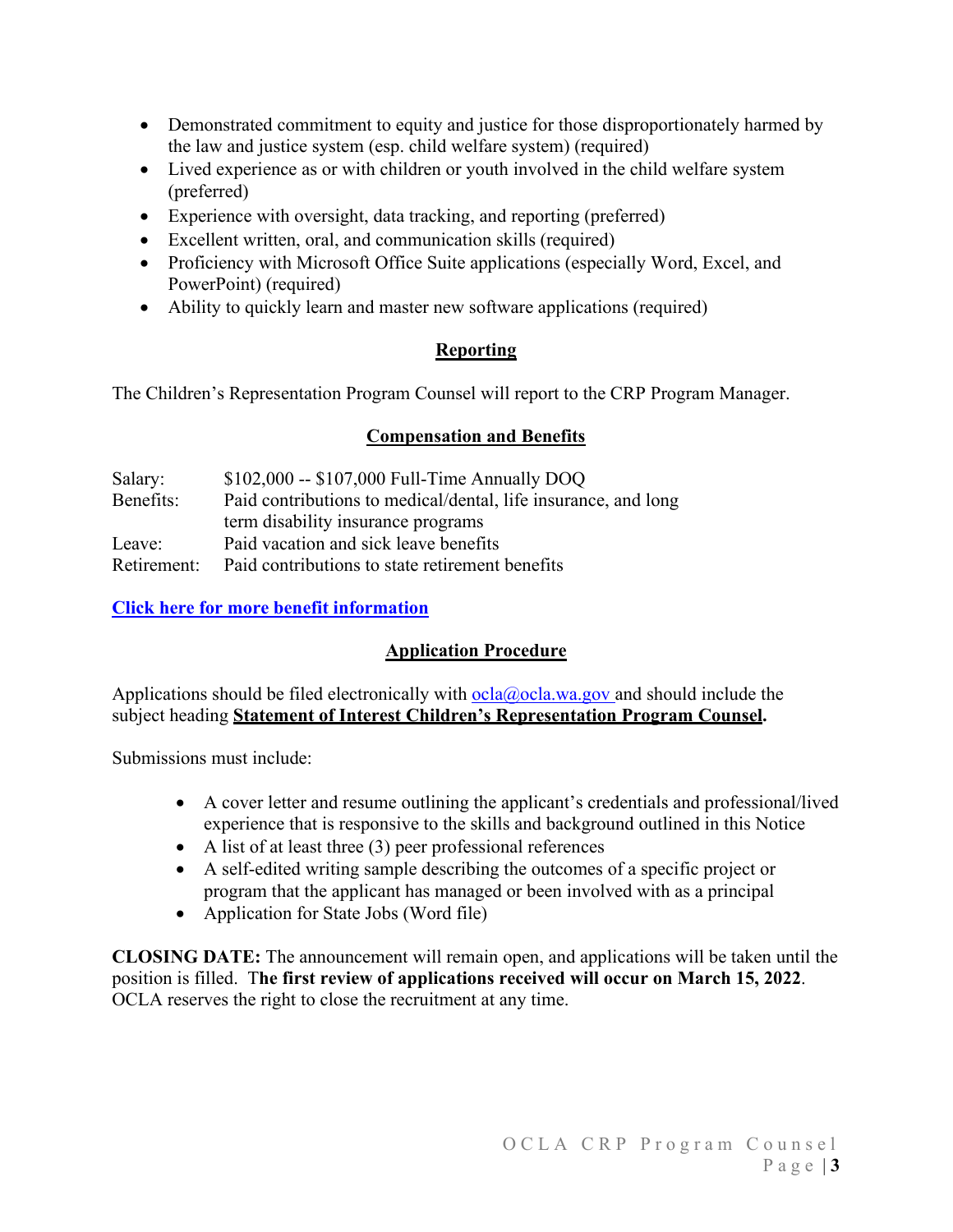- Demonstrated commitment to equity and justice for those disproportionately harmed by the law and justice system (esp. child welfare system) (required)
- Lived experience as or with children or youth involved in the child welfare system (preferred)
- Experience with oversight, data tracking, and reporting (preferred)
- Excellent written, oral, and communication skills (required)
- Proficiency with Microsoft Office Suite applications (especially Word, Excel, and PowerPoint) (required)
- Ability to quickly learn and master new software applications (required)

## Reporting

The Children's Representation Program Counsel will report to the CRP Program Manager.

## Compensation and Benefits

| | |
|---|---|
| Salary: | $102,000 -- $107,000 Full-Time Annually DOQ |
| Benefits: | Paid contributions to medical/dental, life insurance, and long term disability insurance programs |
| Leave: | Paid vacation and sick leave benefits |
| Retirement: | Paid contributions to state retirement benefits |

**Click here for more benefit information**

## Application Procedure

Applications should be filed electronically with ocla@ocla.wa.gov and should include the subject heading **Statement of Interest Children's Representation Program Counsel.**

Submissions must include:

- A cover letter and resume outlining the applicant's credentials and professional/lived experience that is responsive to the skills and background outlined in this Notice
- A list of at least three (3) peer professional references
- A self-edited writing sample describing the outcomes of a specific project or program that the applicant has managed or been involved with as a principal
- Application for State Jobs (Word file)

**CLOSING DATE:** The announcement will remain open, and applications will be taken until the position is filled. **The first review of applications received will occur on March 15, 2022**. OCLA reserves the right to close the recruitment at any time.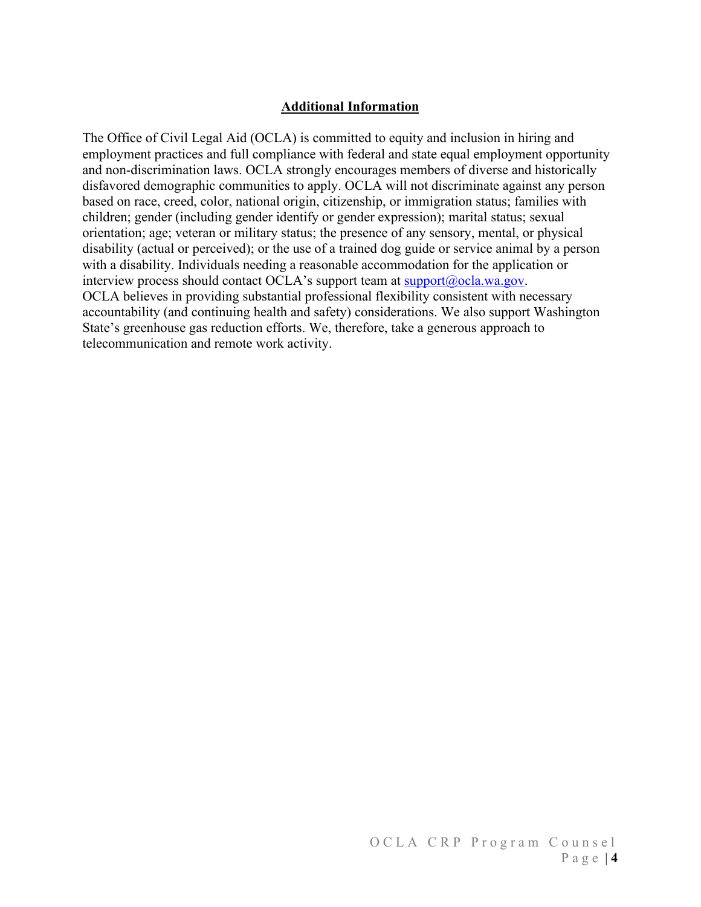## Additional Information

The Office of Civil Legal Aid (OCLA) is committed to equity and inclusion in hiring and employment practices and full compliance with federal and state equal employment opportunity and non-discrimination laws. OCLA strongly encourages members of diverse and historically disfavored demographic communities to apply. OCLA will not discriminate against any person based on race, creed, color, national origin, citizenship, or immigration status; families with children; gender (including gender identify or gender expression); marital status; sexual orientation; age; veteran or military status; the presence of any sensory, mental, or physical disability (actual or perceived); or the use of a trained dog guide or service animal by a person with a disability. Individuals needing a reasonable accommodation for the application or interview process should contact OCLA's support team at support@ocla.wa.gov.
OCLA believes in providing substantial professional flexibility consistent with necessary accountability (and continuing health and safety) considerations. We also support Washington State's greenhouse gas reduction efforts. We, therefore, take a generous approach to telecommunication and remote work activity.